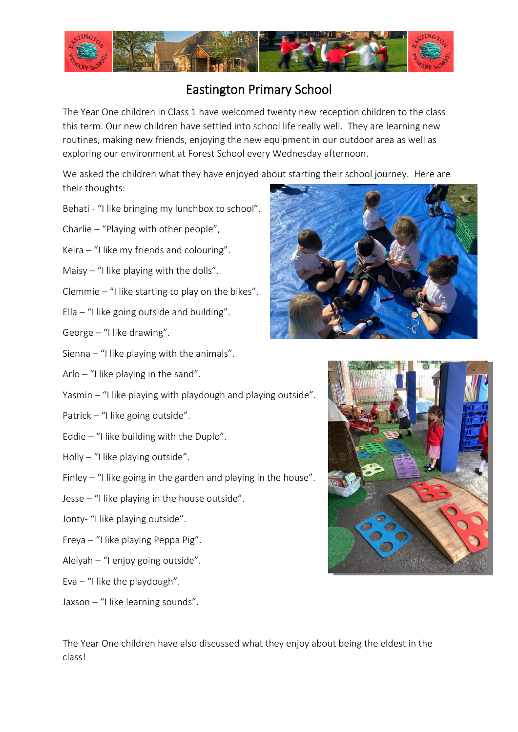# Eastington Primary School

The Year One children in Class 1 have welcomed twenty new reception children to the class this term. Our new children have settled into school life really well. They are learning new routines, making new friends, enjoying the new equipment in our outdoor area as well as exploring our environment at Forest School every Wednesday afternoon.

We asked the children what they have enjoyed about starting their school journey. Here are their thoughts:

Behati - "I like bringing my lunchbox to school".

Charlie – "Playing with other people",

Keira – "I like my friends and colouring".

Maisy – "I like playing with the dolls".

Clemmie – "I like starting to play on the bikes".

Ella – "I like going outside and building".

George – "I like drawing".

Sienna – "I like playing with the animals".

Arlo – "I like playing in the sand".

Yasmin – "I like playing with playdough and playing outside".

Patrick – "I like going outside".

Eddie – "I like building with the Duplo".

Holly – "I like playing outside".

Finley – "I like going in the garden and playing in the house".

Jesse – "I like playing in the house outside".

Jonty- "I like playing outside".

Freya – "I like playing Peppa Pig".

Aleiyah – "I enjoy going outside".

Eva – "I like the playdough".

Jaxson – "I like learning sounds".

The Year One children have also discussed what they enjoy about being the eldest in the class!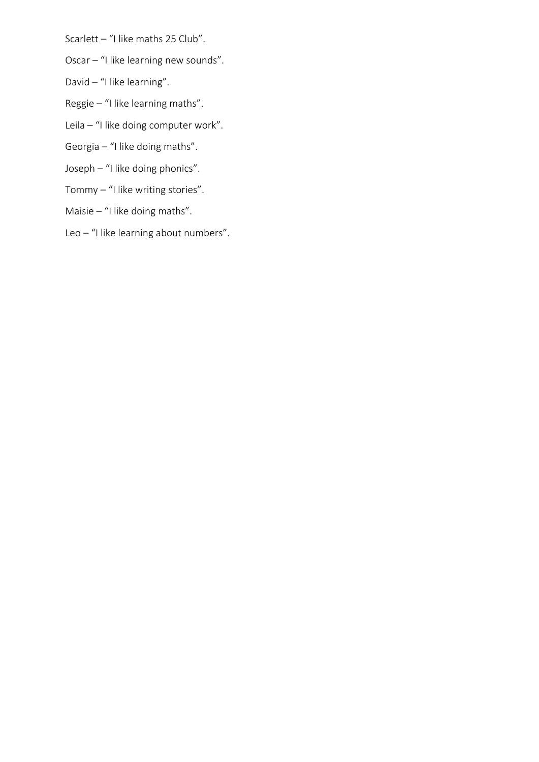Scarlett – "I like maths 25 Club".

Oscar – "I like learning new sounds".

David – "I like learning".

Reggie – "I like learning maths".

Leila – "I like doing computer work".

Georgia – "I like doing maths".

Joseph – "I like doing phonics".

Tommy – "I like writing stories".

Maisie – "I like doing maths".

Leo – "I like learning about numbers".